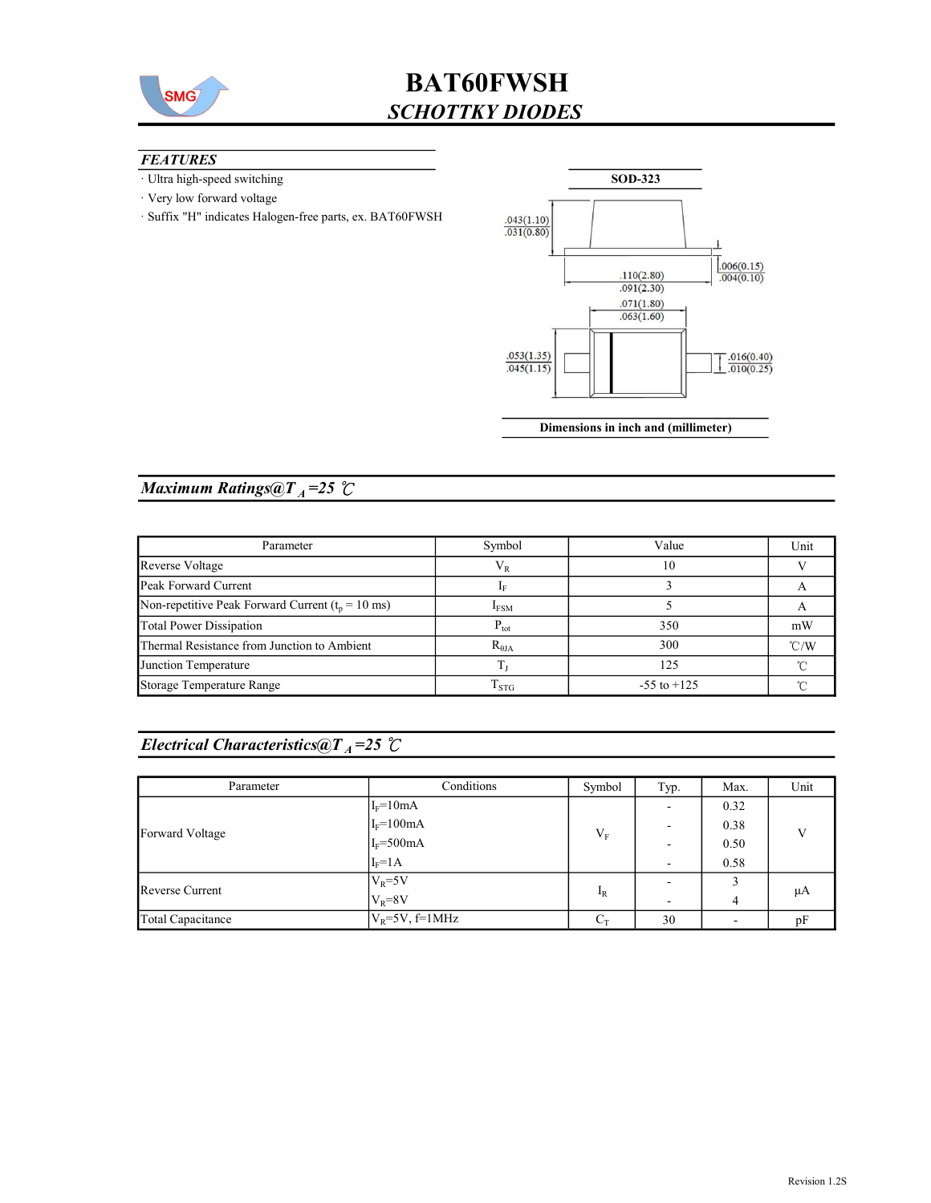# BAT60FWSH

## *SCHOTTKY DIODES*

### *FEATURES*

- Ultra high-speed switching
- Very low forward voltage
- Suffix "H" indicates Halogen-free parts, ex. BAT60FWSH

**SOD-323**

.043(1.10)
.031(0.80)

.006(0.15)
.004(0.10)

.110(2.80)
.091(2.30)

.071(1.80)
.063(1.60)

.053(1.35)
.045(1.15)

.016(0.40)
.010(0.25)

**Dimensions in inch and (millimeter)**

## *Maximum Ratings@T$_A$=25 ℃*

| Parameter | Symbol | Value | Unit |
|---|---|---|---|
| Reverse Voltage | $V_R$ | 10 | V |
| Peak Forward Current | $I_F$ | 3 | A |
| Non-repetitive Peak Forward Current ($t_p$ = 10 ms) | $I_{FSM}$ | 5 | A |
| Total Power Dissipation | $P_{tot}$ | 350 | mW |
| Thermal Resistance from Junction to Ambient | $R_{\theta JA}$ | 300 | ℃/W |
| Junction Temperature | $T_J$ | 125 | ℃ |
| Storage Temperature Range | $T_{STG}$ | -55 to +125 | ℃ |

## *Electrical Characteristics@T$_A$=25 ℃*

| Parameter | Conditions | Symbol | Typ. | Max. | Unit |
|---|---|---|---|---|---|
| Forward Voltage | $I_F$=10mA | $V_F$ | - | 0.32 | V |
| | $I_F$=100mA | | - | 0.38 | |
| | $I_F$=500mA | | - | 0.50 | |
| | $I_F$=1A | | - | 0.58 | |
| Reverse Current | $V_R$=5V | $I_R$ | - | 3 | μA |
| | $V_R$=8V | | - | 4 | |
| Total Capacitance | $V_R$=5V, f=1MHz | $C_T$ | 30 | - | pF |

Revision 1.2S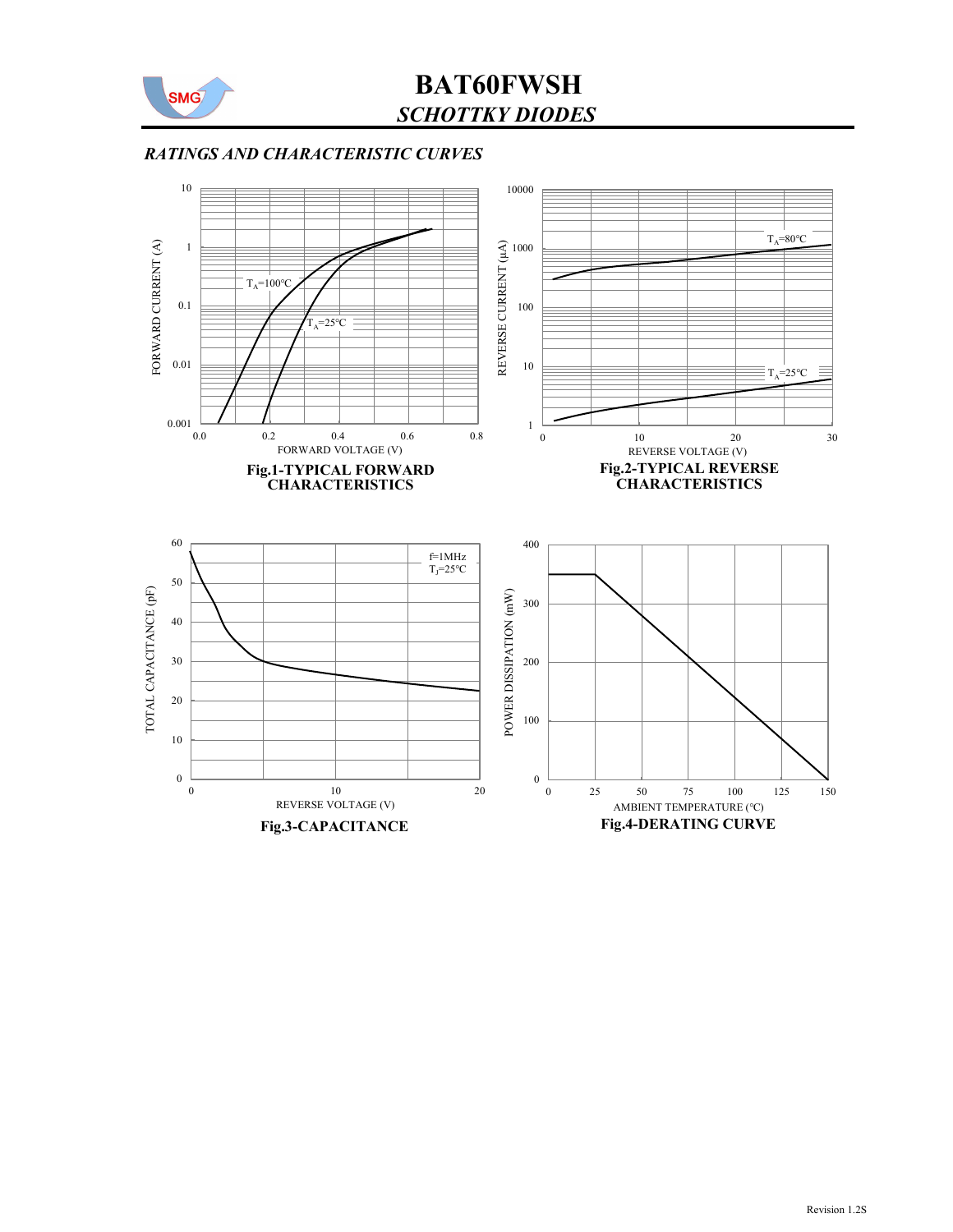## RATINGS AND CHARACTERISTIC CURVES

**Fig.1-TYPICAL FORWARD CHARACTERISTICS**

**Fig.2-TYPICAL REVERSE CHARACTERISTICS**

**Fig.3-CAPACITANCE**

**Fig.4-DERATING CURVE**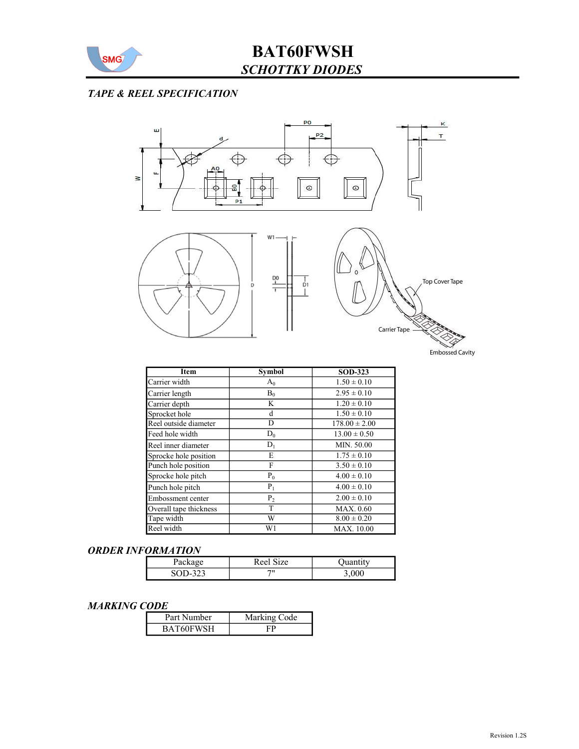# BAT60FWSH

## *SCHOTTKY DIODES*

### *TAPE & REEL SPECIFICATION*

| Item | Symbol | SOD-323 |
|---|---|---|
| Carrier width | $A_0$ | 1.50 ± 0.10 |
| Carrier length | $B_0$ | 2.95 ± 0.10 |
| Carrier depth | K | 1.20 ± 0.10 |
| Sprocket hole | d | 1.50 ± 0.10 |
| Reel outside diameter | D | 178.00 ± 2.00 |
| Feed hole width | $D_0$ | 13.00 ± 0.50 |
| Reel inner diameter | $D_1$ | MIN. 50.00 |
| Sprocke hole position | E | 1.75 ± 0.10 |
| Punch hole position | F | 3.50 ± 0.10 |
| Sprocke hole pitch | $P_0$ | 4.00 ± 0.10 |
| Punch hole pitch | $P_1$ | 4.00 ± 0.10 |
| Embossment center | $P_2$ | 2.00 ± 0.10 |
| Overall tape thickness | T | MAX. 0.60 |
| Tape width | W | 8.00 ± 0.20 |
| Reel width | W1 | MAX. 10.00 |

### *ORDER INFORMATION*

| Package | Reel Size | Quantity |
|---|---|---|
| SOD-323 | 7" | 3,000 |

### *MARKING CODE*

| Part Number | Marking Code |
|---|---|
| BAT60FWSH | FP |

Revision 1.2S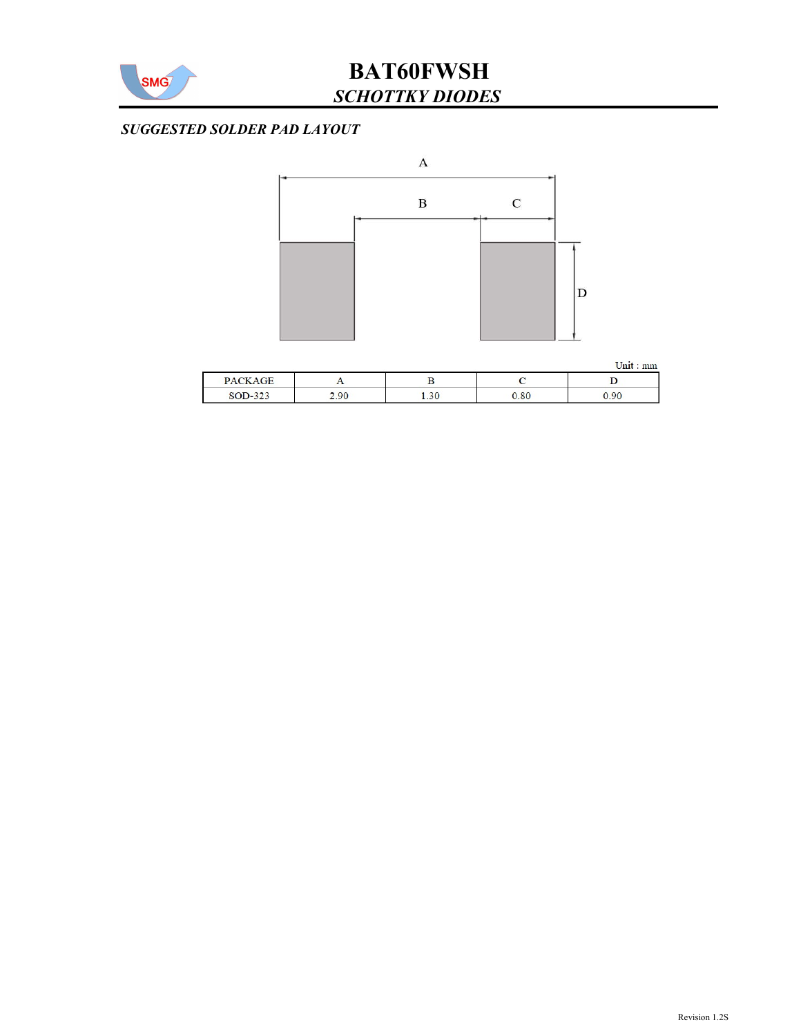# BAT60FWSH

## *SCHOTTKY DIODES*

### *SUGGESTED SOLDER PAD LAYOUT*

A

B

C

D

Unit : mm

| PACKAGE | A | B | C | D |
|---|---|---|---|---|
| SOD-323 | 2.90 | 1.30 | 0.80 | 0.90 |

Revision 1.2S